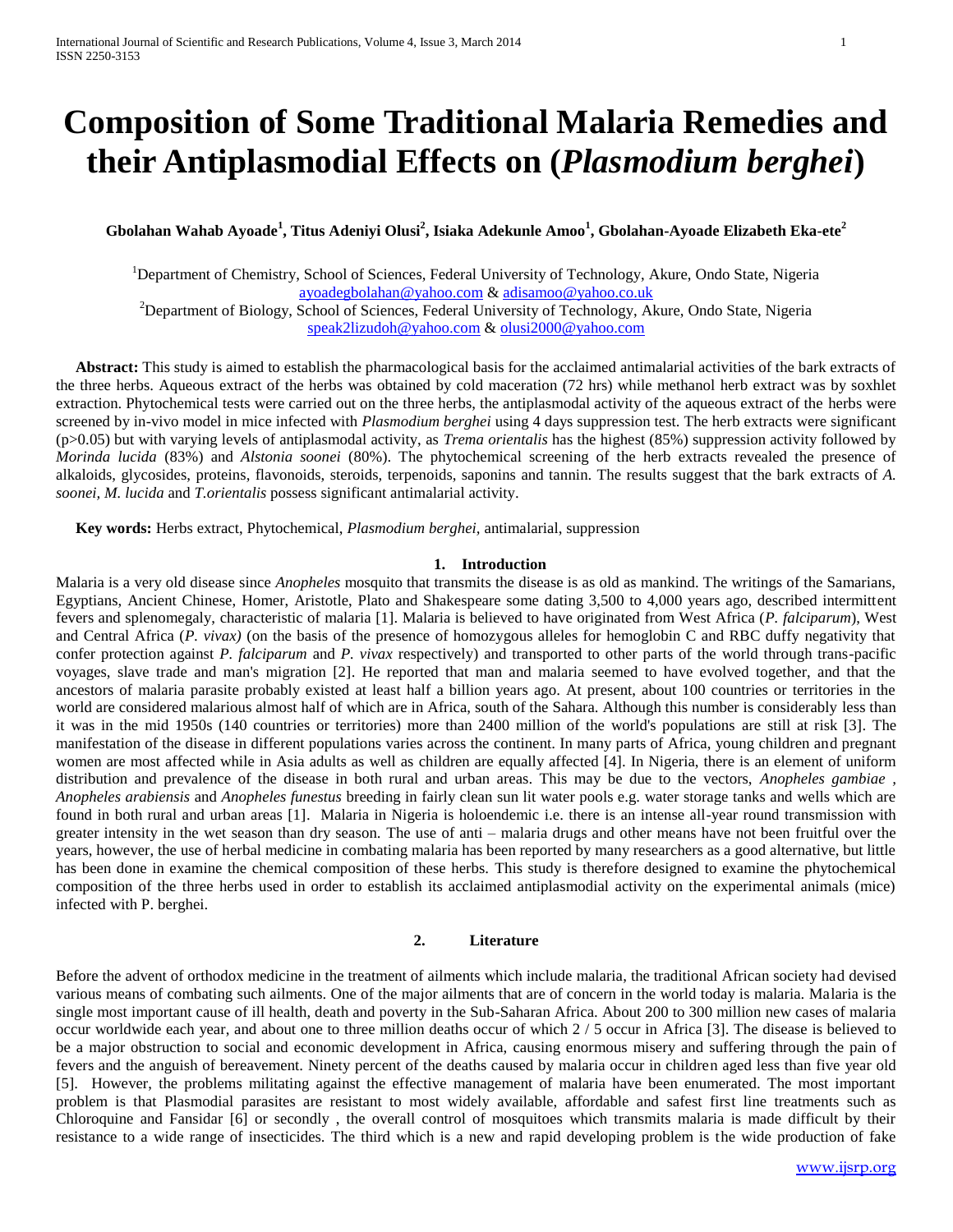# Composition of Some Traditional Malaria Remedies and their Antiplasmodial Effects on (*Plasmodium berghei*)

**Gbolahan Wahab Ayoade[1], Titus Adeniyi Olusi[2], Isiaka Adekunle Amoo[1], Gbolahan-Ayoade Elizabeth Eka-ete[2]**

[1]Department of Chemistry, School of Sciences, Federal University of Technology, Akure, Ondo State, Nigeria
ayoadegbolahan@yahoo.com & adisamoo@yahoo.co.uk
[2]Department of Biology, School of Sciences, Federal University of Technology, Akure, Ondo State, Nigeria
speak2lizudoh@yahoo.com & olusi2000@yahoo.com

**Abstract:** This study is aimed to establish the pharmacological basis for the acclaimed antimalarial activities of the bark extracts of the three herbs. Aqueous extract of the herbs was obtained by cold maceration (72 hrs) while methanol herb extract was by soxhlet extraction. Phytochemical tests were carried out on the three herbs, the antiplasmodal activity of the aqueous extract of the herbs were screened by in-vivo model in mice infected with *Plasmodium berghei* using 4 days suppression test. The herb extracts were significant ($p>0.05$) but with varying levels of antiplasmodal activity, as *Trema orientalis* has the highest (85%) suppression activity followed by *Morinda lucida* (83%) and *Alstonia soonei* (80%). The phytochemical screening of the herb extracts revealed the presence of alkaloids, glycosides, proteins, flavonoids, steroids, terpenoids, saponins and tannin. The results suggest that the bark extracts of *A. soonei, M. lucida* and *T.orientalis* possess significant antimalarial activity.

**Key words:** Herbs extract, Phytochemical, *Plasmodium berghei,* antimalarial, suppression

## 1. Introduction

Malaria is a very old disease since *Anopheles* mosquito that transmits the disease is as old as mankind. The writings of the Samarians, Egyptians, Ancient Chinese, Homer, Aristotle, Plato and Shakespeare some dating 3,500 to 4,000 years ago, described intermittent fevers and splenomegaly, characteristic of malaria [1]. Malaria is believed to have originated from West Africa (*P. falciparum*), West and Central Africa (*P. vivax)* (on the basis of the presence of homozygous alleles for hemoglobin C and RBC duffy negativity that confer protection against *P. falciparum* and *P. vivax* respectively) and transported to other parts of the world through trans-pacific voyages, slave trade and man's migration [2]. He reported that man and malaria seemed to have evolved together, and that the ancestors of malaria parasite probably existed at least half a billion years ago. At present, about 100 countries or territories in the world are considered malarious almost half of which are in Africa, south of the Sahara. Although this number is considerably less than it was in the mid 1950s (140 countries or territories) more than 2400 million of the world's populations are still at risk [3]. The manifestation of the disease in different populations varies across the continent. In many parts of Africa, young children and pregnant women are most affected while in Asia adults as well as children are equally affected [4]. In Nigeria, there is an element of uniform distribution and prevalence of the disease in both rural and urban areas. This may be due to the vectors, *Anopheles gambiae* , *Anopheles arabiensis* and *Anopheles funestus* breeding in fairly clean sun lit water pools e.g. water storage tanks and wells which are found in both rural and urban areas [1]. Malaria in Nigeria is holoendemic i.e. there is an intense all-year round transmission with greater intensity in the wet season than dry season. The use of anti – malaria drugs and other means have not been fruitful over the years, however, the use of herbal medicine in combating malaria has been reported by many researchers as a good alternative, but little has been done in examine the chemical composition of these herbs. This study is therefore designed to examine the phytochemical composition of the three herbs used in order to establish its acclaimed antiplasmodial activity on the experimental animals (mice) infected with P. berghei.

## 2. Literature

Before the advent of orthodox medicine in the treatment of ailments which include malaria, the traditional African society had devised various means of combating such ailments. One of the major ailments that are of concern in the world today is malaria. Malaria is the single most important cause of ill health, death and poverty in the Sub-Saharan Africa. About 200 to 300 million new cases of malaria occur worldwide each year, and about one to three million deaths occur of which 2 / 5 occur in Africa [3]. The disease is believed to be a major obstruction to social and economic development in Africa, causing enormous misery and suffering through the pain of fevers and the anguish of bereavement. Ninety percent of the deaths caused by malaria occur in children aged less than five year old [5]. However, the problems militating against the effective management of malaria have been enumerated. The most important problem is that Plasmodial parasites are resistant to most widely available, affordable and safest first line treatments such as Chloroquine and Fansidar [6] or secondly , the overall control of mosquitoes which transmits malaria is made difficult by their resistance to a wide range of insecticides. The third which is a new and rapid developing problem is the wide production of fake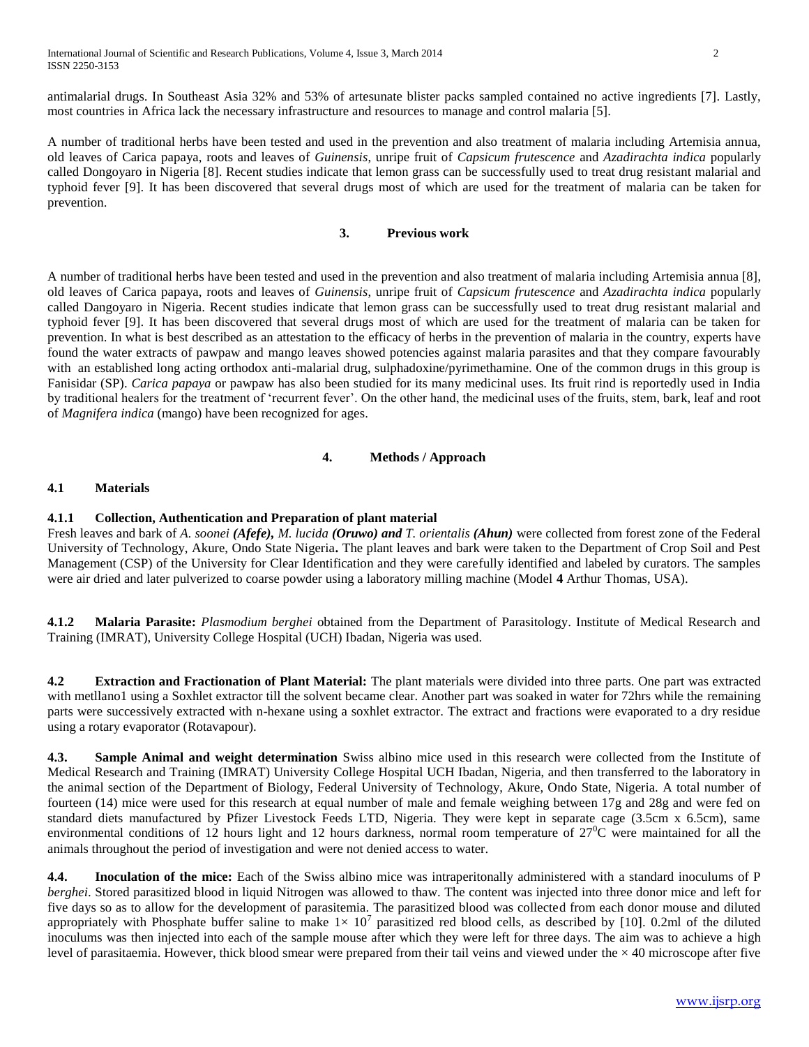antimalarial drugs. In Southeast Asia 32% and 53% of artesunate blister packs sampled contained no active ingredients [7]. Lastly, most countries in Africa lack the necessary infrastructure and resources to manage and control malaria [5].

A number of traditional herbs have been tested and used in the prevention and also treatment of malaria including Artemisia annua, old leaves of Carica papaya, roots and leaves of *Guinensis*, unripe fruit of *Capsicum frutescence* and *Azadirachta indica* popularly called Dongoyaro in Nigeria [8]. Recent studies indicate that lemon grass can be successfully used to treat drug resistant malarial and typhoid fever [9]. It has been discovered that several drugs most of which are used for the treatment of malaria can be taken for prevention.

## 3. Previous work

A number of traditional herbs have been tested and used in the prevention and also treatment of malaria including Artemisia annua [8], old leaves of Carica papaya, roots and leaves of *Guinensis*, unripe fruit of *Capsicum frutescence* and *Azadirachta indica* popularly called Dangoyaro in Nigeria. Recent studies indicate that lemon grass can be successfully used to treat drug resistant malarial and typhoid fever [9]. It has been discovered that several drugs most of which are used for the treatment of malaria can be taken for prevention. In what is best described as an attestation to the efficacy of herbs in the prevention of malaria in the country, experts have found the water extracts of pawpaw and mango leaves showed potencies against malaria parasites and that they compare favourably with an established long acting orthodox anti-malarial drug, sulphadoxine/pyrimethamine. One of the common drugs in this group is Fanisidar (SP). *Carica papaya* or pawpaw has also been studied for its many medicinal uses. Its fruit rind is reportedly used in India by traditional healers for the treatment of 'recurrent fever'. On the other hand, the medicinal uses of the fruits, stem, bark, leaf and root of *Magnifera indica* (mango) have been recognized for ages.

## 4. Methods / Approach

### 4.1 Materials

#### 4.1.1 Collection, Authentication and Preparation of plant material

Fresh leaves and bark of *A. soonei* ***(Afefe),*** *M. lucida* ***(Oruwo) and*** *T. orientalis* ***(Ahun)*** were collected from forest zone of the Federal University of Technology, Akure, Ondo State Nigeria**.** The plant leaves and bark were taken to the Department of Crop Soil and Pest Management (CSP) of the University for Clear Identification and they were carefully identified and labeled by curators. The samples were air dried and later pulverized to coarse powder using a laboratory milling machine (Model **4** Arthur Thomas, USA).

**4.1.2 Malaria Parasite:** *Plasmodium berghei* obtained from the Department of Parasitology. Institute of Medical Research and Training (IMRAT), University College Hospital (UCH) Ibadan, Nigeria was used.

**4.2 Extraction and Fractionation of Plant Material:** The plant materials were divided into three parts. One part was extracted with metllano1 using a Soxhlet extractor till the solvent became clear. Another part was soaked in water for 72hrs while the remaining parts were successively extracted with n-hexane using a soxhlet extractor. The extract and fractions were evaporated to a dry residue using a rotary evaporator (Rotavapour).

**4.3. Sample Animal and weight determination** Swiss albino mice used in this research were collected from the Institute of Medical Research and Training (IMRAT) University College Hospital UCH Ibadan, Nigeria, and then transferred to the laboratory in the animal section of the Department of Biology, Federal University of Technology, Akure, Ondo State, Nigeria. A total number of fourteen (14) mice were used for this research at equal number of male and female weighing between 17g and 28g and were fed on standard diets manufactured by Pfizer Livestock Feeds LTD, Nigeria. They were kept in separate cage (3.5cm x 6.5cm), same environmental conditions of 12 hours light and 12 hours darkness, normal room temperature of $27^0$C were maintained for all the animals throughout the period of investigation and were not denied access to water.

**4.4. Inoculation of the mice:** Each of the Swiss albino mice was intraperitonally administered with a standard inoculums of P *berghei*. Stored parasitized blood in liquid Nitrogen was allowed to thaw. The content was injected into three donor mice and left for five days so as to allow for the development of parasitemia. The parasitized blood was collected from each donor mouse and diluted appropriately with Phosphate buffer saline to make $1\times 10^7$ parasitized red blood cells, as described by [10]. 0.2ml of the diluted inoculums was then injected into each of the sample mouse after which they were left for three days. The aim was to achieve a high level of parasitaemia. However, thick blood smear were prepared from their tail veins and viewed under the $\times$ 40 microscope after five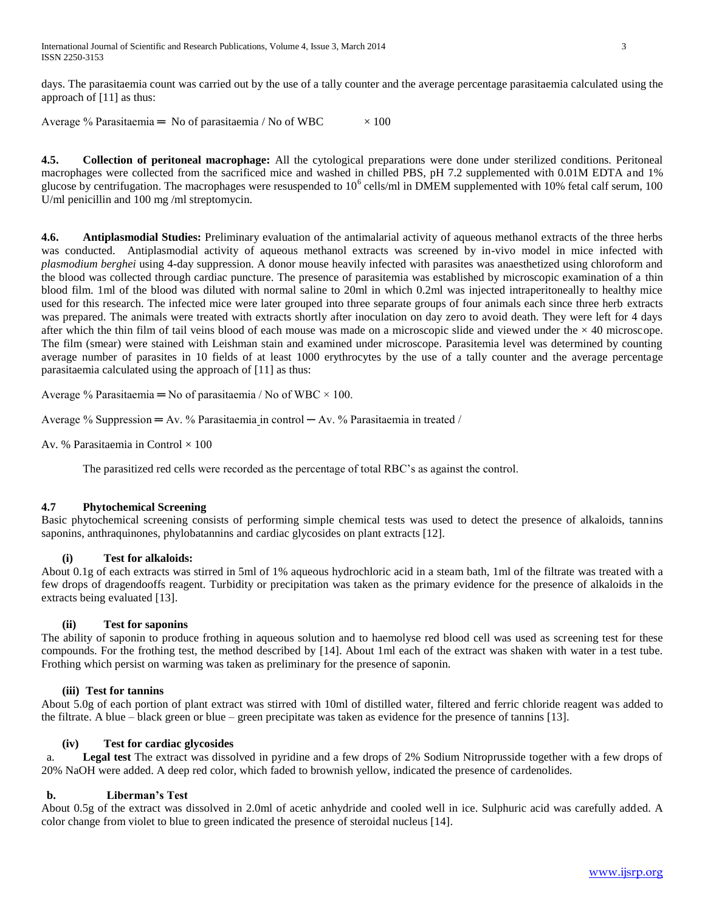days. The parasitaemia count was carried out by the use of a tally counter and the average percentage parasitaemia calculated using the approach of [11] as thus:

Average % Parasitaemia = No of parasitaemia / No of WBC × 100

**4.5. Collection of peritoneal macrophage:** All the cytological preparations were done under sterilized conditions. Peritoneal macrophages were collected from the sacrificed mice and washed in chilled PBS, pH 7.2 supplemented with 0.01M EDTA and 1% glucose by centrifugation. The macrophages were resuspended to $10^6$ cells/ml in DMEM supplemented with 10% fetal calf serum, 100 U/ml penicillin and 100 mg /ml streptomycin.

**4.6. Antiplasmodial Studies:** Preliminary evaluation of the antimalarial activity of aqueous methanol extracts of the three herbs was conducted. Antiplasmodial activity of aqueous methanol extracts was screened by in-vivo model in mice infected with *plasmodium berghei* using 4-day suppression. A donor mouse heavily infected with parasites was anaesthetized using chloroform and the blood was collected through cardiac puncture. The presence of parasitemia was established by microscopic examination of a thin blood film. 1ml of the blood was diluted with normal saline to 20ml in which 0.2ml was injected intraperitoneally to healthy mice used for this research. The infected mice were later grouped into three separate groups of four animals each since three herb extracts was prepared. The animals were treated with extracts shortly after inoculation on day zero to avoid death. They were left for 4 days after which the thin film of tail veins blood of each mouse was made on a microscopic slide and viewed under the × 40 microscope. The film (smear) were stained with Leishman stain and examined under microscope. Parasitemia level was determined by counting average number of parasites in 10 fields of at least 1000 erythrocytes by the use of a tally counter and the average percentage parasitaemia calculated using the approach of [11] as thus:

Average % Parasitaemia = No of parasitaemia / No of WBC × 100.

Average % Suppression = Av. % Parasitaemia in control − Av. % Parasitaemia in treated /

Av. % Parasitaemia in Control × 100

The parasitized red cells were recorded as the percentage of total RBC's as against the control.

### 4.7 Phytochemical Screening

Basic phytochemical screening consists of performing simple chemical tests was used to detect the presence of alkaloids, tannins saponins, anthraquinones, phylobatannins and cardiac glycosides on plant extracts [12].

#### (i) Test for alkaloids:

About 0.1g of each extracts was stirred in 5ml of 1% aqueous hydrochloric acid in a steam bath, 1ml of the filtrate was treated with a few drops of dragendooffs reagent. Turbidity or precipitation was taken as the primary evidence for the presence of alkaloids in the extracts being evaluated [13].

#### (ii) Test for saponins

The ability of saponin to produce frothing in aqueous solution and to haemolyse red blood cell was used as screening test for these compounds. For the frothing test, the method described by [14]. About 1ml each of the extract was shaken with water in a test tube. Frothing which persist on warming was taken as preliminary for the presence of saponin.

#### (iii) Test for tannins

About 5.0g of each portion of plant extract was stirred with 10ml of distilled water, filtered and ferric chloride reagent was added to the filtrate. A blue – black green or blue – green precipitate was taken as evidence for the presence of tannins [13].

#### (iv) Test for cardiac glycosides

a. **Legal test** The extract was dissolved in pyridine and a few drops of 2% Sodium Nitroprusside together with a few drops of 20% NaOH were added. A deep red color, which faded to brownish yellow, indicated the presence of cardenolides.

**b. Liberman's Test**

About 0.5g of the extract was dissolved in 2.0ml of acetic anhydride and cooled well in ice. Sulphuric acid was carefully added. A color change from violet to blue to green indicated the presence of steroidal nucleus [14].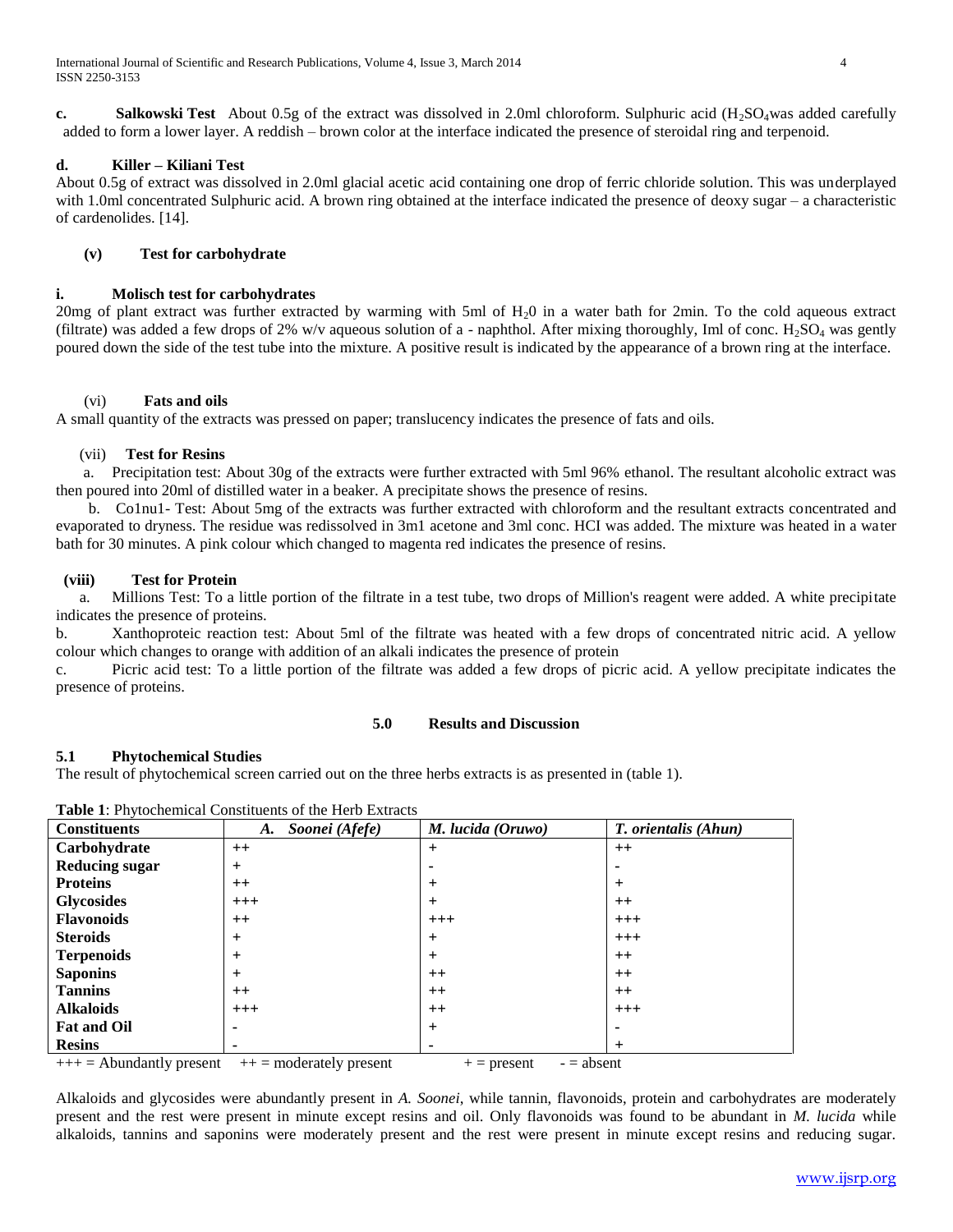**c. Salkowski Test** About 0.5g of the extract was dissolved in 2.0ml chloroform. Sulphuric acid ($H_2SO_4$was added carefully added to form a lower layer. A reddish – brown color at the interface indicated the presence of steroidal ring and terpenoid.

**d. Killer – Kiliani Test**

About 0.5g of extract was dissolved in 2.0ml glacial acetic acid containing one drop of ferric chloride solution. This was underplayed with 1.0ml concentrated Sulphuric acid. A brown ring obtained at the interface indicated the presence of deoxy sugar – a characteristic of cardenolides. [14].

**(v) Test for carbohydrate**

**i. Molisch test for carbohydrates**

20mg of plant extract was further extracted by warming with 5ml of $H_20$ in a water bath for 2min. To the cold aqueous extract (filtrate) was added a few drops of 2% w/v aqueous solution of a - naphthol. After mixing thoroughly, Iml of conc. $H_2SO_4$ was gently poured down the side of the test tube into the mixture. A positive result is indicated by the appearance of a brown ring at the interface.

(vi) **Fats and oils**

A small quantity of the extracts was pressed on paper; translucency indicates the presence of fats and oils.

(vii) **Test for Resins**

a. Precipitation test: About 30g of the extracts were further extracted with 5ml 96% ethanol. The resultant alcoholic extract was then poured into 20ml of distilled water in a beaker. A precipitate shows the presence of resins.

b. Co1nu1- Test: About 5mg of the extracts was further extracted with chloroform and the resultant extracts concentrated and evaporated to dryness. The residue was redissolved in 3m1 acetone and 3ml conc. HCI was added. The mixture was heated in a water bath for 30 minutes. A pink colour which changed to magenta red indicates the presence of resins.

**(viii) Test for Protein**

a. Millions Test: To a little portion of the filtrate in a test tube, two drops of Million's reagent were added. A white precipitate indicates the presence of proteins.

b. Xanthoproteic reaction test: About 5ml of the filtrate was heated with a few drops of concentrated nitric acid. A yellow colour which changes to orange with addition of an alkali indicates the presence of protein

c. Picric acid test: To a little portion of the filtrate was added a few drops of picric acid. A yellow precipitate indicates the presence of proteins.

## 5.0 Results and Discussion

### 5.1 Phytochemical Studies

The result of phytochemical screen carried out on the three herbs extracts is as presented in (table 1).

**Table 1**: Phytochemical Constituents of the Herb Extracts

| Constituents | *A. Soonei (Afefe)* | *M. lucida (Oruwo)* | *T. orientalis (Ahun)* |
|---|---|---|---|
| **Carbohydrate** | ++ | + | ++ |
| **Reducing sugar** | + | - | - |
| **Proteins** | ++ | + | + |
| **Glycosides** | +++ | + | ++ |
| **Flavonoids** | ++ | +++ | +++ |
| **Steroids** | + | + | +++ |
| **Terpenoids** | + | + | ++ |
| **Saponins** | + | ++ | ++ |
| **Tannins** | ++ | ++ | ++ |
| **Alkaloids** | +++ | ++ | +++ |
| **Fat and Oil** | - | + | - |
| **Resins** | - | - | + |

+++ = Abundantly present ++ = moderately present + = present - = absent

Alkaloids and glycosides were abundantly present in *A. Soonei*, while tannin, flavonoids, protein and carbohydrates are moderately present and the rest were present in minute except resins and oil. Only flavonoids was found to be abundant in *M. lucida* while alkaloids, tannins and saponins were moderately present and the rest were present in minute except resins and reducing sugar.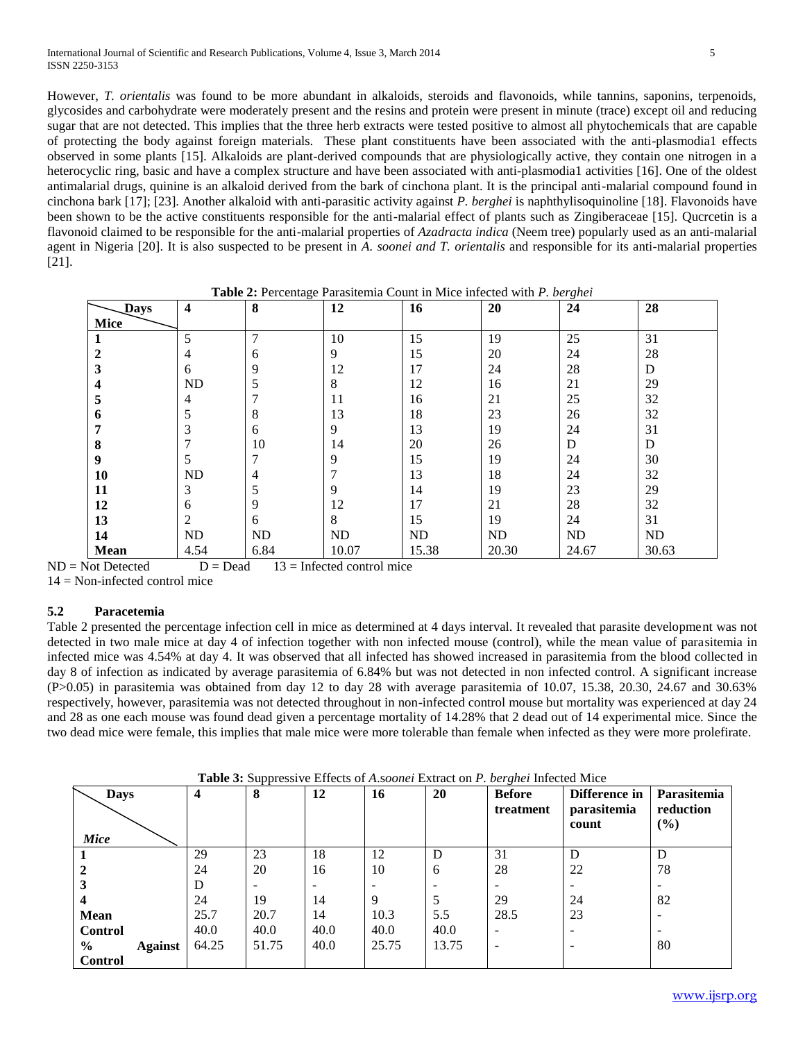However, *T. orientalis* was found to be more abundant in alkaloids, steroids and flavonoids, while tannins, saponins, terpenoids, glycosides and carbohydrate were moderately present and the resins and protein were present in minute (trace) except oil and reducing sugar that are not detected. This implies that the three herb extracts were tested positive to almost all phytochemicals that are capable of protecting the body against foreign materials. These plant constituents have been associated with the anti-plasmodia1 effects observed in some plants [15]. Alkaloids are plant-derived compounds that are physiologically active, they contain one nitrogen in a heterocyclic ring, basic and have a complex structure and have been associated with anti-plasmodia1 activities [16]. One of the oldest antimalarial drugs, quinine is an alkaloid derived from the bark of cinchona plant. It is the principal anti-malarial compound found in cinchona bark [17]; [23]. Another alkaloid with anti-parasitic activity against *P. berghei* is naphthylisoquinoline [18]. Flavonoids have been shown to be the active constituents responsible for the anti-malarial effect of plants such as Zingiberaceae [15]. Qucrcetin is a flavonoid claimed to be responsible for the anti-malarial properties of *Azadracta indica* (Neem tree) popularly used as an anti-malarial agent in Nigeria [20]. It is also suspected to be present in *A. soonei and T. orientalis* and responsible for its anti-malarial properties [21].

**Table 2:** Percentage Parasitemia Count in Mice infected with *P. berghei*

| Days / Mice | 4 | 8 | 12 | 16 | 20 | 24 | 28 |
|---|---|---|---|---|---|---|---|
| **1** | 5 | 7 | 10 | 15 | 19 | 25 | 31 |
| **2** | 4 | 6 | 9 | 15 | 20 | 24 | 28 |
| **3** | 6 | 9 | 12 | 17 | 24 | 28 | D |
| **4** | ND | 5 | 8 | 12 | 16 | 21 | 29 |
| **5** | 4 | 7 | 11 | 16 | 21 | 25 | 32 |
| **6** | 5 | 8 | 13 | 18 | 23 | 26 | 32 |
| **7** | 3 | 6 | 9 | 13 | 19 | 24 | 31 |
| **8** | 7 | 10 | 14 | 20 | 26 | D | D |
| **9** | 5 | 7 | 9 | 15 | 19 | 24 | 30 |
| **10** | ND | 4 | 7 | 13 | 18 | 24 | 32 |
| **11** | 3 | 5 | 9 | 14 | 19 | 23 | 29 |
| **12** | 6 | 9 | 12 | 17 | 21 | 28 | 32 |
| **13** | 2 | 6 | 8 | 15 | 19 | 24 | 31 |
| **14** | ND | ND | ND | ND | ND | ND | ND |
| **Mean** | 4.54 | 6.84 | 10.07 | 15.38 | 20.30 | 24.67 | 30.63 |

ND = Not Detected D = Dead 13 = Infected control mice
14 = Non-infected control mice

### 5.2 Paracetemia

Table 2 presented the percentage infection cell in mice as determined at 4 days interval. It revealed that parasite development was not detected in two male mice at day 4 of infection together with non infected mouse (control), while the mean value of parasitemia in infected mice was 4.54% at day 4. It was observed that all infected has showed increased in parasitemia from the blood collected in day 8 of infection as indicated by average parasitemia of 6.84% but was not detected in non infected control. A significant increase (P>0.05) in parasitemia was obtained from day 12 to day 28 with average parasitemia of 10.07, 15.38, 20.30, 24.67 and 30.63% respectively, however, parasitemia was not detected throughout in non-infected control mouse but mortality was experienced at day 24 and 28 as one each mouse was found dead given a percentage mortality of 14.28% that 2 dead out of 14 experimental mice. Since the two dead mice were female, this implies that male mice were more tolerable than female when infected as they were more prolefirate.

**Table 3:** Suppressive Effects of *A.soonei* Extract on *P. berghei* Infected Mice

| Days / *Mice* | 4 | 8 | 12 | 16 | 20 | Before treatment | Difference in parasitemia count | Parasitemia reduction (%) |
|---|---|---|---|---|---|---|---|---|
| **1** | 29 | 23 | 18 | 12 | D | 31 | D | D |
| **2** | 24 | 20 | 16 | 10 | 6 | 28 | 22 | 78 |
| **3** | D | - | - | - | - | - | - | - |
| **4** | 24 | 19 | 14 | 9 | 5 | 29 | 24 | 82 |
| **Mean** | 25.7 | 20.7 | 14 | 10.3 | 5.5 | 28.5 | 23 | - |
| **Control** | 40.0 | 40.0 | 40.0 | 40.0 | 40.0 | - | - | - |
| **% Against Control** | 64.25 | 51.75 | 40.0 | 25.75 | 13.75 | - | - | 80 |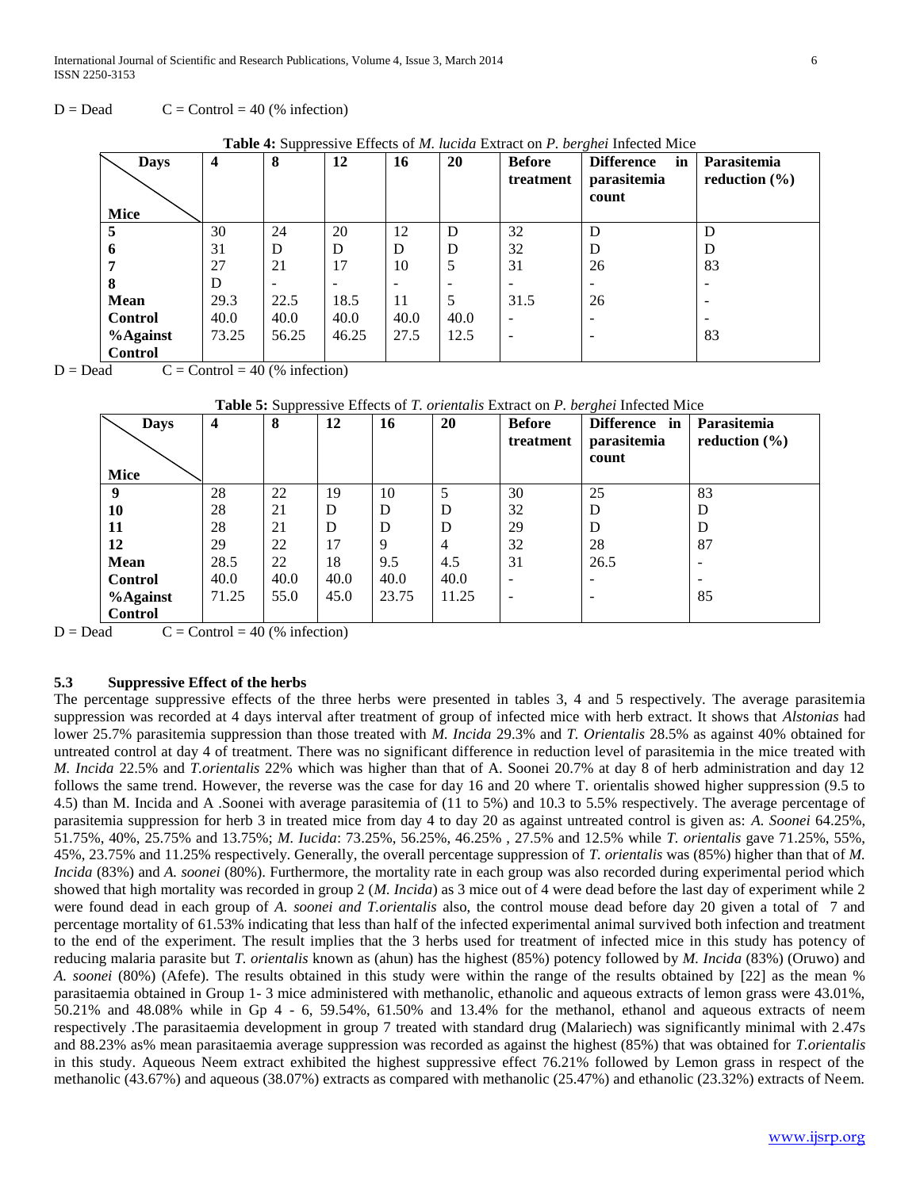D = Dead  C = Control = 40 (% infection)

**Table 4:** Suppressive Effects of *M. lucida* Extract on *P. berghei* Infected Mice

| Days / Mice | 4 | 8 | 12 | 16 | 20 | Before treatment | Difference in parasitemia count | Parasitemia reduction (%) |
|---|---|---|---|---|---|---|---|---|
| **5** | 30 | 24 | 20 | 12 | D | 32 | D | D |
| **6** | 31 | D | D | D | D | 32 | D | D |
| **7** | 27 | 21 | 17 | 10 | 5 | 31 | 26 | 83 |
| **8** | D | - | - | - | - | - | - | - |
| **Mean** | 29.3 | 22.5 | 18.5 | 11 | 5 | 31.5 | 26 | - |
| **Control** | 40.0 | 40.0 | 40.0 | 40.0 | 40.0 | - | - | - |
| **%Against Control** | 73.25 | 56.25 | 46.25 | 27.5 | 12.5 | - | - | 83 |

D = Dead  C = Control = 40 (% infection)

**Table 5:** Suppressive Effects of *T. orientalis* Extract on *P. berghei* Infected Mice

| Days / Mice | 4 | 8 | 12 | 16 | 20 | Before treatment | Difference in parasitemia count | Parasitemia reduction (%) |
|---|---|---|---|---|---|---|---|---|
| **9** | 28 | 22 | 19 | 10 | 5 | 30 | 25 | 83 |
| **10** | 28 | 21 | D | D | D | 32 | D | D |
| **11** | 28 | 21 | D | D | D | 29 | D | D |
| **12** | 29 | 22 | 17 | 9 | 4 | 32 | 28 | 87 |
| **Mean** | 28.5 | 22 | 18 | 9.5 | 4.5 | 31 | 26.5 | - |
| **Control** | 40.0 | 40.0 | 40.0 | 40.0 | 40.0 | - | - | - |
| **%Against Control** | 71.25 | 55.0 | 45.0 | 23.75 | 11.25 | - | - | 85 |

D = Dead  C = Control = 40 (% infection)

### 5.3 Suppressive Effect of the herbs

The percentage suppressive effects of the three herbs were presented in tables 3, 4 and 5 respectively. The average parasitemia suppression was recorded at 4 days interval after treatment of group of infected mice with herb extract. It shows that *Alstonias* had lower 25.7% parasitemia suppression than those treated with *M. Incida* 29.3% and *T. Orientalis* 28.5% as against 40% obtained for untreated control at day 4 of treatment. There was no significant difference in reduction level of parasitemia in the mice treated with *M. Incida* 22.5% and *T.orientalis* 22% which was higher than that of A. Soonei 20.7% at day 8 of herb administration and day 12 follows the same trend. However, the reverse was the case for day 16 and 20 where T. orientalis showed higher suppression (9.5 to 4.5) than M. Incida and A .Soonei with average parasitemia of (11 to 5%) and 10.3 to 5.5% respectively. The average percentage of parasitemia suppression for herb 3 in treated mice from day 4 to day 20 as against untreated control is given as: *A. Soonei* 64.25%, 51.75%, 40%, 25.75% and 13.75%; *M. Iucida*: 73.25%, 56.25%, 46.25% , 27.5% and 12.5% while *T. orientalis* gave 71.25%, 55%, 45%, 23.75% and 11.25% respectively. Generally, the overall percentage suppression of *T. orientalis* was (85%) higher than that of *M. Incida* (83%) and *A. soonei* (80%). Furthermore, the mortality rate in each group was also recorded during experimental period which showed that high mortality was recorded in group 2 (*M. Incida*) as 3 mice out of 4 were dead before the last day of experiment while 2 were found dead in each group of *A. soonei and T.orientalis* also, the control mouse dead before day 20 given a total of 7 and percentage mortality of 61.53% indicating that less than half of the infected experimental animal survived both infection and treatment to the end of the experiment. The result implies that the 3 herbs used for treatment of infected mice in this study has potency of reducing malaria parasite but *T. orientalis* known as (ahun) has the highest (85%) potency followed by *M. Incida* (83%) (Oruwo) and *A. soonei* (80%) (Afefe). The results obtained in this study were within the range of the results obtained by [22] as the mean % parasitaemia obtained in Group 1- 3 mice administered with methanolic, ethanolic and aqueous extracts of lemon grass were 43.01%, 50.21% and 48.08% while in Gp 4 - 6, 59.54%, 61.50% and 13.4% for the methanol, ethanol and aqueous extracts of neem respectively .The parasitaemia development in group 7 treated with standard drug (Malariech) was significantly minimal with 2.47s and 88.23% as% mean parasitaemia average suppression was recorded as against the highest (85%) that was obtained for *T.orientalis* in this study. Aqueous Neem extract exhibited the highest suppressive effect 76.21% followed by Lemon grass in respect of the methanolic (43.67%) and aqueous (38.07%) extracts as compared with methanolic (25.47%) and ethanolic (23.32%) extracts of Neem.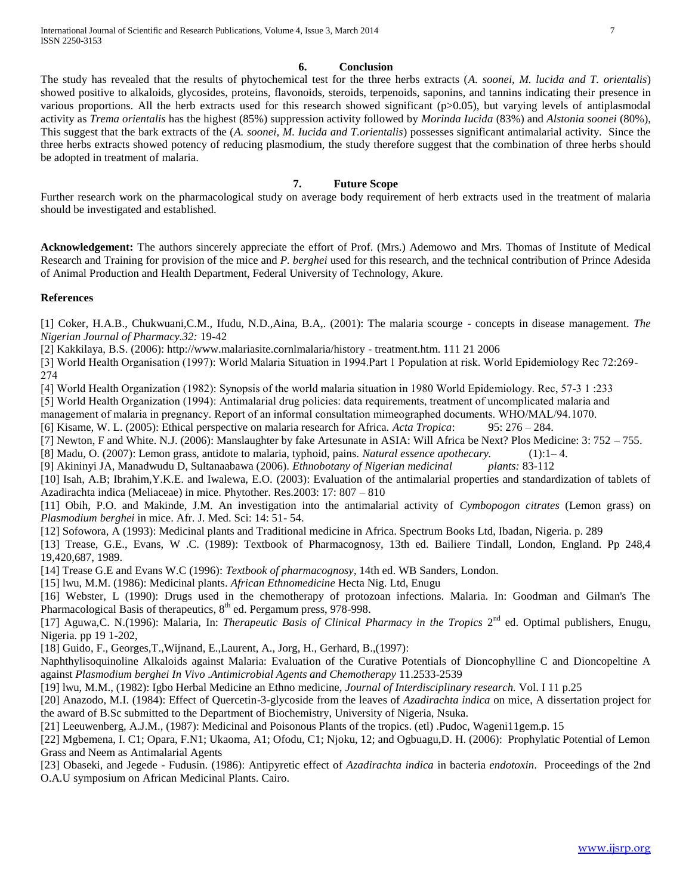## 6. Conclusion

The study has revealed that the results of phytochemical test for the three herbs extracts (*A. soonei, M. lucida and T. orientalis*) showed positive to alkaloids, glycosides, proteins, flavonoids, steroids, terpenoids, saponins, and tannins indicating their presence in various proportions. All the herb extracts used for this research showed significant ($p>0.05$), but varying levels of antiplasmodal activity as *Trema orientalis* has the highest (85%) suppression activity followed by *Morinda Iucida* (83%) and *Alstonia soonei* (80%), This suggest that the bark extracts of the (*A. soonei, M. Iucida and T.orientalis*) possesses significant antimalarial activity. Since the three herbs extracts showed potency of reducing plasmodium, the study therefore suggest that the combination of three herbs should be adopted in treatment of malaria.

## 7. Future Scope

Further research work on the pharmacological study on average body requirement of herb extracts used in the treatment of malaria should be investigated and established.

**Acknowledgement:** The authors sincerely appreciate the effort of Prof. (Mrs.) Ademowo and Mrs. Thomas of Institute of Medical Research and Training for provision of the mice and *P. berghei* used for this research, and the technical contribution of Prince Adesida of Animal Production and Health Department, Federal University of Technology, Akure.

**References**

[1] Coker, H.A.B., Chukwuani,C.M., Ifudu, N.D.,Aina, B.A,. (2001): The malaria scourge - concepts in disease management. *The Nigerian Journal of Pharmacy.32:* 19-42

[2] Kakkilaya, B.S. (2006): http://www.malariasite.cornlmalaria/history - treatment.htm. 111 21 2006

[3] World Health Organisation (1997): World Malaria Situation in 1994.Part 1 Population at risk. World Epidemiology Rec 72:269-274

[4] World Health Organization (1982): Synopsis of the world malaria situation in 1980 World Epidemiology. Rec, 57-3 1 :233

[5] World Health Organization (1994): Antimalarial drug policies: data requirements, treatment of uncomplicated malaria and management of malaria in pregnancy. Report of an informal consultation mimeographed documents. WHO/MAL/94.1070.

[6] Kisame, W. L. (2005): Ethical perspective on malaria research for Africa. *Acta Tropica*: 95: 276 – 284.

[7] Newton, F and White. N.J. (2006): Manslaughter by fake Artesunate in ASIA: Will Africa be Next? Plos Medicine: 3: 752 – 755.

[8] Madu, O. (2007): Lemon grass, antidote to malaria, typhoid, pains. *Natural essence apothecary.* (1):1– 4.

[9] Akininyi JA, Manadwudu D, Sultanaabawa (2006). *Ethnobotany of Nigerian medicinal plants:* 83-112

[10] Isah, A.B; Ibrahim,Y.K.E. and Iwalewa, E.O. (2003): Evaluation of the antimalarial properties and standardization of tablets of Azadirachta indica (Meliaceae) in mice. Phytother. Res.2003: 17: 807 – 810

[11] Obih, P.O. and Makinde, J.M. An investigation into the antimalarial activity of *Cymbopogon citrates* (Lemon grass) on *Plasmodium berghei* in mice. Afr. J. Med. Sci: 14: 51- 54.

[12] Sofowora, A (1993): Medicinal plants and Traditional medicine in Africa. Spectrum Books Ltd, Ibadan, Nigeria. p. 289

[13] Trease, G.E., Evans, W .C. (1989): Textbook of Pharmacognosy, 13th ed. Bailiere Tindall, London, England. Pp 248,4 19,420,687, 1989.

[14] Trease G.E and Evans W.C (1996): *Textbook of pharmacognosy*, 14th ed. WB Sanders, London.

[15] lwu, M.M. (1986): Medicinal plants. *African Ethnomedicine* Hecta Nig. Ltd, Enugu

[16] Webster, L (1990): Drugs used in the chemotherapy of protozoan infections. Malaria. In: Goodman and Gilman's The Pharmacological Basis of therapeutics, 8th ed. Pergamum press, 978-998.

[17] Aguwa,C. N.(1996): Malaria, In: *Therapeutic Basis of Clinical Pharmacy in the Tropics* 2nd ed. Optimal publishers, Enugu, Nigeria. pp 19 1-202,

[18] Guido, F., Georges,T.,Wijnand, E.,Laurent, A., Jorg, H., Gerhard, B.,(1997):
Naphthylisoquinoline Alkaloids against Malaria: Evaluation of the Curative Potentials of Dioncophylline C and Dioncopeltine A against *Plasmodium berghei In Vivo .Antimicrobial Agents and Chemotherapy* 11.2533-2539

[19] lwu, M.M., (1982): Igbo Herbal Medicine an Ethno medicine, *Journal of Interdisciplinary research.* Vol. I 11 p.25

[20] Anazodo, M.I. (1984): Effect of Quercetin-3-glycoside from the leaves of *Azadirachta indica* on mice, A dissertation project for the award of B.Sc submitted to the Department of Biochemistry, University of Nigeria, Nsuka.

[21] Leeuwenberg, A.J.M., (1987): Medicinal and Poisonous Plants of the tropics. (etl) .Pudoc, Wageni11gem.p. 15

[22] Mgbemena, I. C1; Opara, F.N1; Ukaoma, A1; Ofodu, C1; Njoku, 12; and Ogbuagu,D. H. (2006): Prophylatic Potential of Lemon Grass and Neem as Antimalarial Agents

[23] Obaseki, and Jegede - Fudusin. (1986): Antipyretic effect of *Azadirachta indica* in bacteria *endotoxin*. Proceedings of the 2nd O.A.U symposium on African Medicinal Plants. Cairo.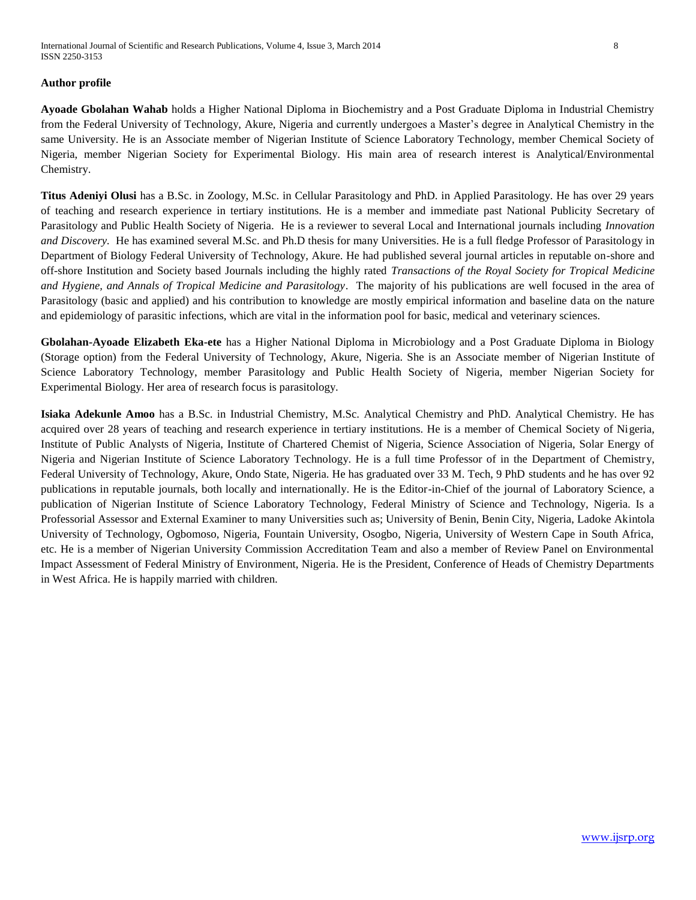**Author profile**

**Ayoade Gbolahan Wahab** holds a Higher National Diploma in Biochemistry and a Post Graduate Diploma in Industrial Chemistry from the Federal University of Technology, Akure, Nigeria and currently undergoes a Master's degree in Analytical Chemistry in the same University. He is an Associate member of Nigerian Institute of Science Laboratory Technology, member Chemical Society of Nigeria, member Nigerian Society for Experimental Biology. His main area of research interest is Analytical/Environmental Chemistry.

**Titus Adeniyi Olusi** has a B.Sc. in Zoology, M.Sc. in Cellular Parasitology and PhD. in Applied Parasitology. He has over 29 years of teaching and research experience in tertiary institutions. He is a member and immediate past National Publicity Secretary of Parasitology and Public Health Society of Nigeria. He is a reviewer to several Local and International journals including *Innovation and Discovery.* He has examined several M.Sc. and Ph.D thesis for many Universities. He is a full fledge Professor of Parasitology in Department of Biology Federal University of Technology, Akure. He had published several journal articles in reputable on-shore and off-shore Institution and Society based Journals including the highly rated *Transactions of the Royal Society for Tropical Medicine and Hygiene, and Annals of Tropical Medicine and Parasitology*. The majority of his publications are well focused in the area of Parasitology (basic and applied) and his contribution to knowledge are mostly empirical information and baseline data on the nature and epidemiology of parasitic infections, which are vital in the information pool for basic, medical and veterinary sciences.

**Gbolahan-Ayoade Elizabeth Eka-ete** has a Higher National Diploma in Microbiology and a Post Graduate Diploma in Biology (Storage option) from the Federal University of Technology, Akure, Nigeria. She is an Associate member of Nigerian Institute of Science Laboratory Technology, member Parasitology and Public Health Society of Nigeria, member Nigerian Society for Experimental Biology. Her area of research focus is parasitology.

**Isiaka Adekunle Amoo** has a B.Sc. in Industrial Chemistry, M.Sc. Analytical Chemistry and PhD. Analytical Chemistry. He has acquired over 28 years of teaching and research experience in tertiary institutions. He is a member of Chemical Society of Nigeria, Institute of Public Analysts of Nigeria, Institute of Chartered Chemist of Nigeria, Science Association of Nigeria, Solar Energy of Nigeria and Nigerian Institute of Science Laboratory Technology. He is a full time Professor of in the Department of Chemistry, Federal University of Technology, Akure, Ondo State, Nigeria. He has graduated over 33 M. Tech, 9 PhD students and he has over 92 publications in reputable journals, both locally and internationally. He is the Editor-in-Chief of the journal of Laboratory Science, a publication of Nigerian Institute of Science Laboratory Technology, Federal Ministry of Science and Technology, Nigeria. Is a Professorial Assessor and External Examiner to many Universities such as; University of Benin, Benin City, Nigeria, Ladoke Akintola University of Technology, Ogbomoso, Nigeria, Fountain University, Osogbo, Nigeria, University of Western Cape in South Africa, etc. He is a member of Nigerian University Commission Accreditation Team and also a member of Review Panel on Environmental Impact Assessment of Federal Ministry of Environment, Nigeria. He is the President, Conference of Heads of Chemistry Departments in West Africa. He is happily married with children.